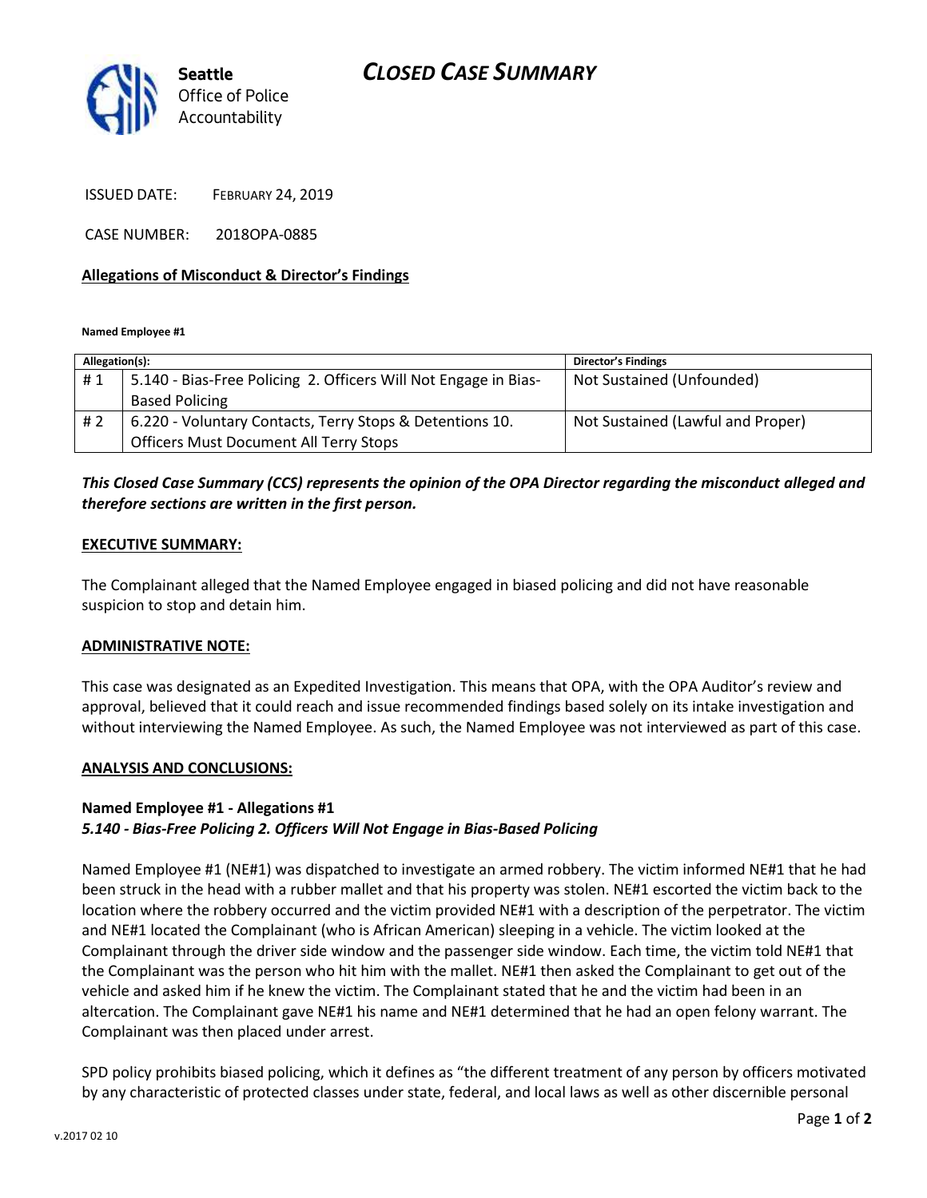# CLOSED CASE SUMMARY

**Seattle** Office of Police Accountability

ISSUED DATE: FEBRUARY 24, 2019

CASE NUMBER: 2018OPA-0885

## Allegations of Misconduct & Director's Findings

**Named Employee #1**

| Allegation(s): | | Director's Findings |
|---|---|---|
| # 1 | 5.140 - Bias-Free Policing 2. Officers Will Not Engage in Bias-Based Policing | Not Sustained (Unfounded) |
| # 2 | 6.220 - Voluntary Contacts, Terry Stops & Detentions 10. Officers Must Document All Terry Stops | Not Sustained (Lawful and Proper) |

***This Closed Case Summary (CCS) represents the opinion of the OPA Director regarding the misconduct alleged and therefore sections are written in the first person.***

## EXECUTIVE SUMMARY:

The Complainant alleged that the Named Employee engaged in biased policing and did not have reasonable suspicion to stop and detain him.

## ADMINISTRATIVE NOTE:

This case was designated as an Expedited Investigation. This means that OPA, with the OPA Auditor's review and approval, believed that it could reach and issue recommended findings based solely on its intake investigation and without interviewing the Named Employee. As such, the Named Employee was not interviewed as part of this case.

## ANALYSIS AND CONCLUSIONS:

### Named Employee #1 - Allegations #1
***5.140 - Bias-Free Policing 2. Officers Will Not Engage in Bias-Based Policing***

Named Employee #1 (NE#1) was dispatched to investigate an armed robbery. The victim informed NE#1 that he had been struck in the head with a rubber mallet and that his property was stolen. NE#1 escorted the victim back to the location where the robbery occurred and the victim provided NE#1 with a description of the perpetrator. The victim and NE#1 located the Complainant (who is African American) sleeping in a vehicle. The victim looked at the Complainant through the driver side window and the passenger side window. Each time, the victim told NE#1 that the Complainant was the person who hit him with the mallet. NE#1 then asked the Complainant to get out of the vehicle and asked him if he knew the victim. The Complainant stated that he and the victim had been in an altercation. The Complainant gave NE#1 his name and NE#1 determined that he had an open felony warrant. The Complainant was then placed under arrest.

SPD policy prohibits biased policing, which it defines as "the different treatment of any person by officers motivated by any characteristic of protected classes under state, federal, and local laws as well as other discernible personal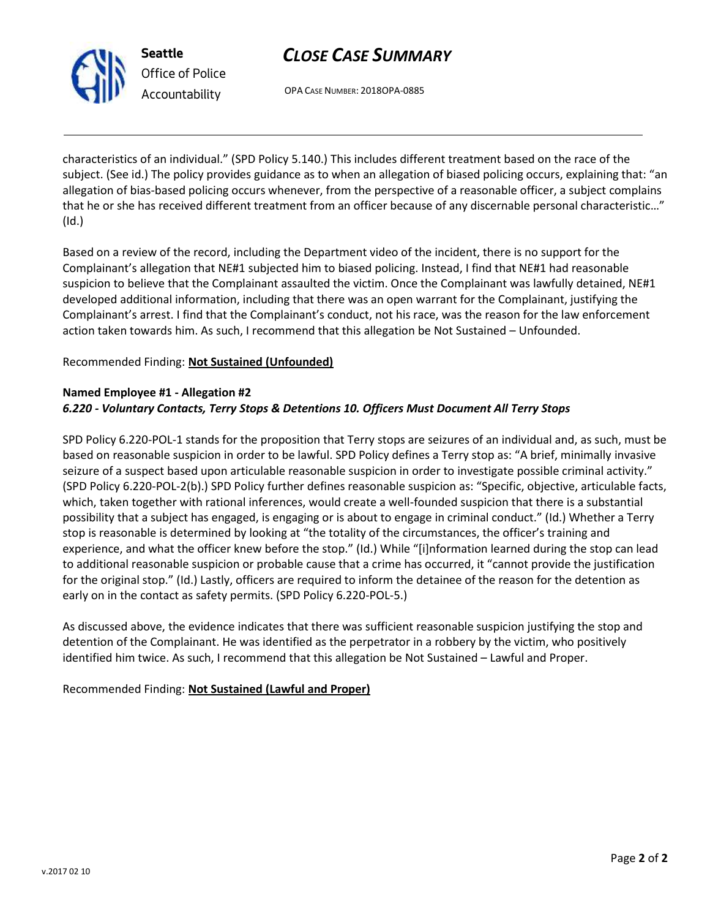characteristics of an individual." (SPD Policy 5.140.) This includes different treatment based on the race of the subject. (See id.) The policy provides guidance as to when an allegation of biased policing occurs, explaining that: "an allegation of bias-based policing occurs whenever, from the perspective of a reasonable officer, a subject complains that he or she has received different treatment from an officer because of any discernable personal characteristic…" (Id.)

Based on a review of the record, including the Department video of the incident, there is no support for the Complainant's allegation that NE#1 subjected him to biased policing. Instead, I find that NE#1 had reasonable suspicion to believe that the Complainant assaulted the victim. Once the Complainant was lawfully detained, NE#1 developed additional information, including that there was an open warrant for the Complainant, justifying the Complainant's arrest. I find that the Complainant's conduct, not his race, was the reason for the law enforcement action taken towards him. As such, I recommend that this allegation be Not Sustained – Unfounded.

Recommended Finding: **Not Sustained (Unfounded)**

**Named Employee #1 - Allegation #2**
***6.220 - Voluntary Contacts, Terry Stops & Detentions 10. Officers Must Document All Terry Stops***

SPD Policy 6.220-POL-1 stands for the proposition that Terry stops are seizures of an individual and, as such, must be based on reasonable suspicion in order to be lawful. SPD Policy defines a Terry stop as: "A brief, minimally invasive seizure of a suspect based upon articulable reasonable suspicion in order to investigate possible criminal activity." (SPD Policy 6.220-POL-2(b).) SPD Policy further defines reasonable suspicion as: "Specific, objective, articulable facts, which, taken together with rational inferences, would create a well-founded suspicion that there is a substantial possibility that a subject has engaged, is engaging or is about to engage in criminal conduct." (Id.) Whether a Terry stop is reasonable is determined by looking at "the totality of the circumstances, the officer's training and experience, and what the officer knew before the stop." (Id.) While "[i]nformation learned during the stop can lead to additional reasonable suspicion or probable cause that a crime has occurred, it "cannot provide the justification for the original stop." (Id.) Lastly, officers are required to inform the detainee of the reason for the detention as early on in the contact as safety permits. (SPD Policy 6.220-POL-5.)

As discussed above, the evidence indicates that there was sufficient reasonable suspicion justifying the stop and detention of the Complainant. He was identified as the perpetrator in a robbery by the victim, who positively identified him twice. As such, I recommend that this allegation be Not Sustained – Lawful and Proper.

Recommended Finding: **Not Sustained (Lawful and Proper)**